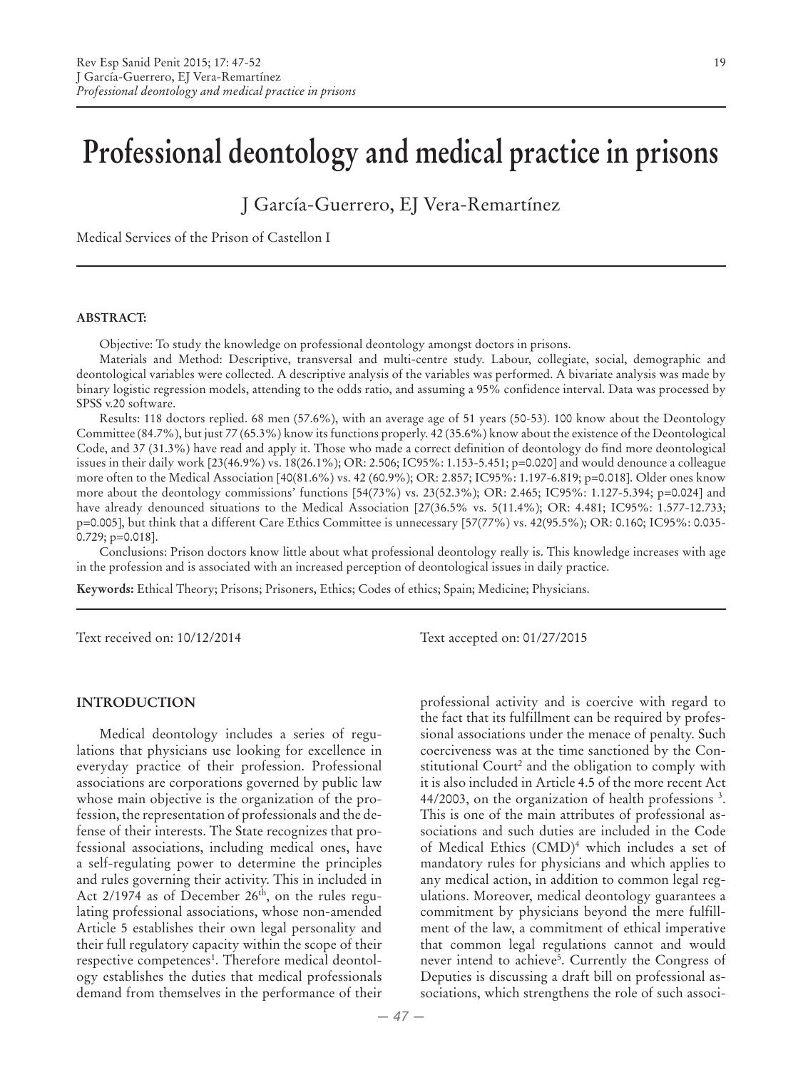# Professional deontology and medical practice in prisons

J García-Guerrero, EJ Vera-Remartínez

Medical Services of the Prison of Castellon I

**ABSTRACT:**

Objective: To study the knowledge on professional deontology amongst doctors in prisons.

Materials and Method: Descriptive, transversal and multi-centre study. Labour, collegiate, social, demographic and deontological variables were collected. A descriptive analysis of the variables was performed. A bivariate analysis was made by binary logistic regression models, attending to the odds ratio, and assuming a 95% confidence interval. Data was processed by SPSS v.20 software.

Results: 118 doctors replied. 68 men (57.6%), with an average age of 51 years (50-53). 100 know about the Deontology Committee (84.7%), but just 77 (65.3%) know its functions properly. 42 (35.6%) know about the existence of the Deontological Code, and 37 (31.3%) have read and apply it. Those who made a correct definition of deontology do find more deontological issues in their daily work [23(46.9%) vs. 18(26.1%); OR: 2.506; IC95%: 1.153-5.451; p=0.020] and would denounce a colleague more often to the Medical Association [40(81.6%) vs. 42 (60.9%); OR: 2.857; IC95%: 1.197-6.819; p=0.018]. Older ones know more about the deontology commissions' functions [54(73%) vs. 23(52.3%); OR: 2.465; IC95%: 1.127-5.394; p=0.024] and have already denounced situations to the Medical Association [27(36.5% vs. 5(11.4%); OR: 4.481; IC95%: 1.577-12.733; p=0.005], but think that a different Care Ethics Committee is unnecessary [57(77%) vs. 42(95.5%); OR: 0.160; IC95%: 0.035-0.729; p=0.018].

Conclusions: Prison doctors know little about what professional deontology really is. This knowledge increases with age in the profession and is associated with an increased perception of deontological issues in daily practice.

**Keywords:** Ethical Theory; Prisons; Prisoners, Ethics; Codes of ethics; Spain; Medicine; Physicians.

Text received on: 10/12/2014

Text accepted on: 01/27/2015

## INTRODUCTION

Medical deontology includes a series of regulations that physicians use looking for excellence in everyday practice of their profession. Professional associations are corporations governed by public law whose main objective is the organization of the profession, the representation of professionals and the defense of their interests. The State recognizes that professional associations, including medical ones, have a self-regulating power to determine the principles and rules governing their activity. This in included in Act 2/1974 as of December 26th, on the rules regulating professional associations, whose non-amended Article 5 establishes their own legal personality and their full regulatory capacity within the scope of their respective competences[1]. Therefore medical deontology establishes the duties that medical professionals demand from themselves in the performance of their professional activity and is coercive with regard to the fact that its fulfillment can be required by professional associations under the menace of penalty. Such coerciveness was at the time sanctioned by the Constitutional Court[2] and the obligation to comply with it is also included in Article 4.5 of the more recent Act 44/2003, on the organization of health professions [3]. This is one of the main attributes of professional associations and such duties are included in the Code of Medical Ethics (CMD)[4] which includes a set of mandatory rules for physicians and which applies to any medical action, in addition to common legal regulations. Moreover, medical deontology guarantees a commitment by physicians beyond the mere fulfillment of the law, a commitment of ethical imperative that common legal regulations cannot and would never intend to achieve[5]. Currently the Congress of Deputies is discussing a draft bill on professional associations, which strengthens the role of such associ-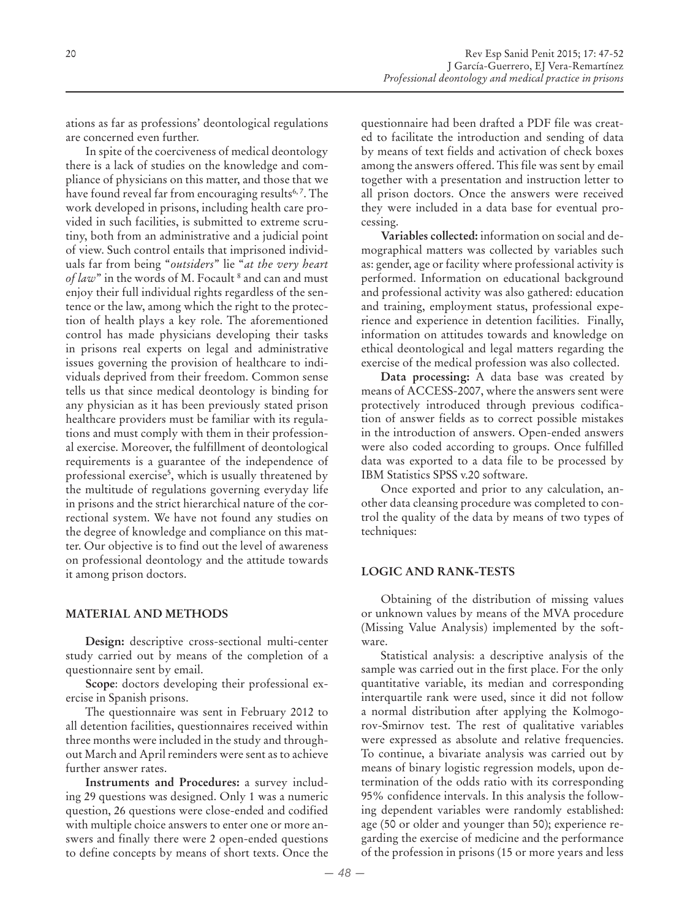ations as far as professions' deontological regulations are concerned even further.

In spite of the coerciveness of medical deontology there is a lack of studies on the knowledge and compliance of physicians on this matter, and those that we have found reveal far from encouraging results[6, 7]. The work developed in prisons, including health care provided in such facilities, is submitted to extreme scrutiny, both from an administrative and a judicial point of view. Such control entails that imprisoned individuals far from being "*outsiders*" lie "*at the very heart of law*" in the words of M. Focault [8] and can and must enjoy their full individual rights regardless of the sentence or the law, among which the right to the protection of health plays a key role. The aforementioned control has made physicians developing their tasks in prisons real experts on legal and administrative issues governing the provision of healthcare to individuals deprived from their freedom. Common sense tells us that since medical deontology is binding for any physician as it has been previously stated prison healthcare providers must be familiar with its regulations and must comply with them in their professional exercise. Moreover, the fulfillment of deontological requirements is a guarantee of the independence of professional exercise[5], which is usually threatened by the multitude of regulations governing everyday life in prisons and the strict hierarchical nature of the correctional system. We have not found any studies on the degree of knowledge and compliance on this matter. Our objective is to find out the level of awareness on professional deontology and the attitude towards it among prison doctors.

## MATERIAL AND METHODS

**Design:** descriptive cross-sectional multi-center study carried out by means of the completion of a questionnaire sent by email.

**Scope**: doctors developing their professional exercise in Spanish prisons.

The questionnaire was sent in February 2012 to all detention facilities, questionnaires received within three months were included in the study and throughout March and April reminders were sent as to achieve further answer rates.

**Instruments and Procedures:** a survey including 29 questions was designed. Only 1 was a numeric question, 26 questions were close-ended and codified with multiple choice answers to enter one or more answers and finally there were 2 open-ended questions to define concepts by means of short texts. Once the questionnaire had been drafted a PDF file was created to facilitate the introduction and sending of data by means of text fields and activation of check boxes among the answers offered. This file was sent by email together with a presentation and instruction letter to all prison doctors. Once the answers were received they were included in a data base for eventual processing.

**Variables collected:** information on social and demographical matters was collected by variables such as: gender, age or facility where professional activity is performed. Information on educational background and professional activity was also gathered: education and training, employment status, professional experience and experience in detention facilities. Finally, information on attitudes towards and knowledge on ethical deontological and legal matters regarding the exercise of the medical profession was also collected.

**Data processing:** A data base was created by means of ACCESS-2007, where the answers sent were protectively introduced through previous codification of answer fields as to correct possible mistakes in the introduction of answers. Open-ended answers were also coded according to groups. Once fulfilled data was exported to a data file to be processed by IBM Statistics SPSS v.20 software.

Once exported and prior to any calculation, another data cleansing procedure was completed to control the quality of the data by means of two types of techniques:

## LOGIC AND RANK-TESTS

Obtaining of the distribution of missing values or unknown values by means of the MVA procedure (Missing Value Analysis) implemented by the software.

Statistical analysis: a descriptive analysis of the sample was carried out in the first place. For the only quantitative variable, its median and corresponding interquartile rank were used, since it did not follow a normal distribution after applying the Kolmogorov-Smirnov test. The rest of qualitative variables were expressed as absolute and relative frequencies. To continue, a bivariate analysis was carried out by means of binary logistic regression models, upon determination of the odds ratio with its corresponding 95% confidence intervals. In this analysis the following dependent variables were randomly established: age (50 or older and younger than 50); experience regarding the exercise of medicine and the performance of the profession in prisons (15 or more years and less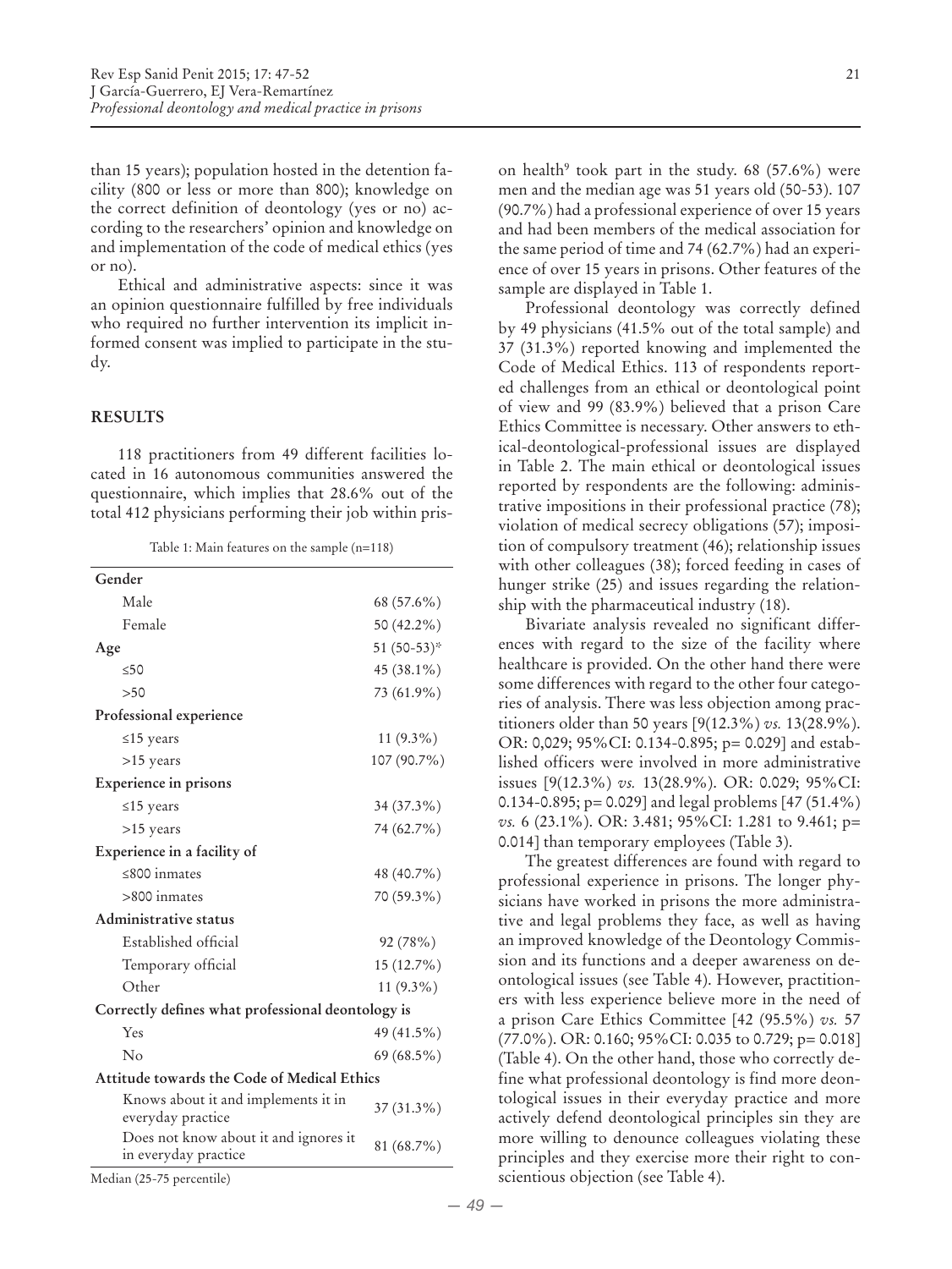than 15 years); population hosted in the detention facility (800 or less or more than 800); knowledge on the correct definition of deontology (yes or no) according to the researchers' opinion and knowledge on and implementation of the code of medical ethics (yes or no).

Ethical and administrative aspects: since it was an opinion questionnaire fulfilled by free individuals who required no further intervention its implicit informed consent was implied to participate in the study.

## RESULTS

118 practitioners from 49 different facilities located in 16 autonomous communities answered the questionnaire, which implies that 28.6% out of the total 412 physicians performing their job within prison health[9] took part in the study. 68 (57.6%) were men and the median age was 51 years old (50-53). 107 (90.7%) had a professional experience of over 15 years and had been members of the medical association for the same period of time and 74 (62.7%) had an experience of over 15 years in prisons. Other features of the sample are displayed in Table 1.

Table 1: Main features on the sample (n=118)

| | |
|---|---|
| **Gender** | |
| Male | 68 (57.6%) |
| Female | 50 (42.2%) |
| **Age** | 51 (50-53)* |
| ≤50 | 45 (38.1%) |
| >50 | 73 (61.9%) |
| **Professional experience** | |
| ≤15 years | 11 (9.3%) |
| >15 years | 107 (90.7%) |
| **Experience in prisons** | |
| ≤15 years | 34 (37.3%) |
| >15 years | 74 (62.7%) |
| **Experience in a facility of** | |
| ≤800 inmates | 48 (40.7%) |
| >800 inmates | 70 (59.3%) |
| **Administrative status** | |
| Established official | 92 (78%) |
| Temporary official | 15 (12.7%) |
| Other | 11 (9.3%) |
| **Correctly defines what professional deontology is** | |
| Yes | 49 (41.5%) |
| No | 69 (68.5%) |
| **Attitude towards the Code of Medical Ethics** | |
| Knows about it and implements it in everyday practice | 37 (31.3%) |
| Does not know about it and ignores it in everyday practice | 81 (68.7%) |

Median (25-75 percentile)

Professional deontology was correctly defined by 49 physicians (41.5% out of the total sample) and 37 (31.3%) reported knowing and implemented the Code of Medical Ethics. 113 of respondents reported challenges from an ethical or deontological point of view and 99 (83.9%) believed that a prison Care Ethics Committee is necessary. Other answers to ethical-deontological-professional issues are displayed in Table 2. The main ethical or deontological issues reported by respondents are the following: administrative impositions in their professional practice (78); violation of medical secrecy obligations (57); imposition of compulsory treatment (46); relationship issues with other colleagues (38); forced feeding in cases of hunger strike (25) and issues regarding the relationship with the pharmaceutical industry (18).

Bivariate analysis revealed no significant differences with regard to the size of the facility where healthcare is provided. On the other hand there were some differences with regard to the other four categories of analysis. There was less objection among practitioners older than 50 years [9(12.3%) *vs.* 13(28.9%). OR: 0,029; 95%CI: 0.134-0.895; p= 0.029] and established officers were involved in more administrative issues [9(12.3%) *vs.* 13(28.9%). OR: 0.029; 95%CI: 0.134-0.895; p= 0.029] and legal problems [47 (51.4%) *vs.* 6 (23.1%). OR: 3.481; 95%CI: 1.281 to 9.461; p= 0.014] than temporary employees (Table 3).

The greatest differences are found with regard to professional experience in prisons. The longer physicians have worked in prisons the more administrative and legal problems they face, as well as having an improved knowledge of the Deontology Commission and its functions and a deeper awareness on deontological issues (see Table 4). However, practitioners with less experience believe more in the need of a prison Care Ethics Committee [42 (95.5%) *vs.* 57 (77.0%). OR: 0.160; 95%CI: 0.035 to 0.729; p= 0.018] (Table 4). On the other hand, those who correctly define what professional deontology is find more deontological issues in their everyday practice and more actively defend deontological principles sin they are more willing to denounce colleagues violating these principles and they exercise more their right to conscientious objection (see Table 4).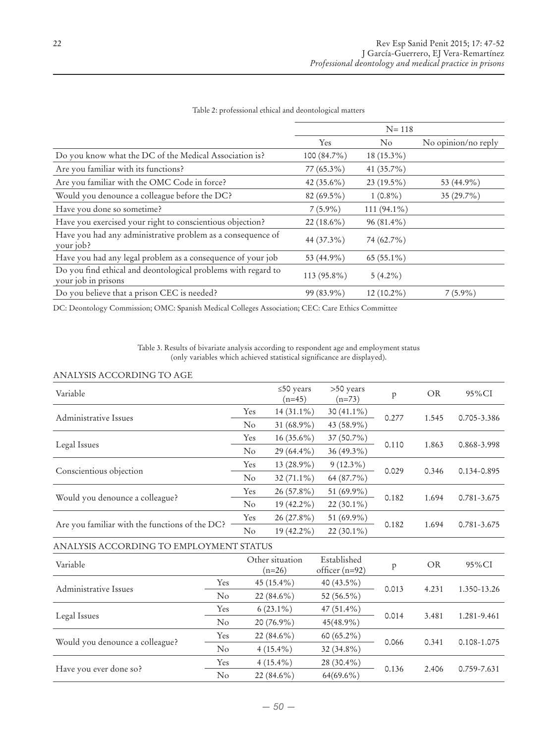Table 2: professional ethical and deontological matters

| | N= 118 | | |
|---|---|---|---|
| | Yes | No | No opinion/no reply |
| Do you know what the DC of the Medical Association is? | 100 (84.7%) | 18 (15.3%) | |
| Are you familiar with its functions? | 77 (65.3%) | 41 (35.7%) | |
| Are you familiar with the OMC Code in force? | 42 (35.6%) | 23 (19.5%) | 53 (44.9%) |
| Would you denounce a colleague before the DC? | 82 (69.5%) | 1 (0.8%) | 35 (29.7%) |
| Have you done so sometime? | 7 (5.9%) | 111 (94.1%) | |
| Have you exercised your right to conscientious objection? | 22 (18.6%) | 96 (81.4%) | |
| Have you had any administrative problem as a consequence of your job? | 44 (37.3%) | 74 (62.7%) | |
| Have you had any legal problem as a consequence of your job | 53 (44.9%) | 65 (55.1%) | |
| Do you find ethical and deontological problems with regard to your job in prisons | 113 (95.8%) | 5 (4.2%) | |
| Do you believe that a prison CEC is needed? | 99 (83.9%) | 12 (10.2%) | 7 (5.9%) |

DC: Deontology Commission; OMC: Spanish Medical Colleges Association; CEC: Care Ethics Committee

Table 3. Results of bivariate analysis according to respondent age and employment status (only variables which achieved statistical significance are displayed).

ANALYSIS ACCORDING TO AGE

| Variable | | ≤50 years (n=45) | >50 years (n=73) | p | OR | 95%CI |
|---|---|---|---|---|---|---|
| Administrative Issues | Yes | 14 (31.1%) | 30 (41.1%) | 0.277 | 1.545 | 0.705-3.386 |
| | No | 31 (68.9%) | 43 (58.9%) | | | |
| Legal Issues | Yes | 16 (35.6%) | 37 (50.7%) | 0.110 | 1.863 | 0.868-3.998 |
| | No | 29 (64.4%) | 36 (49.3%) | | | |
| Conscientious objection | Yes | 13 (28.9%) | 9 (12.3%) | 0.029 | 0.346 | 0.134-0.895 |
| | No | 32 (71.1%) | 64 (87.7%) | | | |
| Would you denounce a colleague? | Yes | 26 (57.8%) | 51 (69.9%) | 0.182 | 1.694 | 0.781-3.675 |
| | No | 19 (42.2%) | 22 (30.1%) | | | |
| Are you familiar with the functions of the DC? | Yes | 26 (27.8%) | 51 (69.9%) | 0.182 | 1.694 | 0.781-3.675 |
| | No | 19 (42.2%) | 22 (30.1%) | | | |

ANALYSIS ACCORDING TO EMPLOYMENT STATUS

| Variable | | Other situation (n=26) | Established officer (n=92) | p | OR | 95%CI |
|---|---|---|---|---|---|---|
| Administrative Issues | Yes | 45 (15.4%) | 40 (43.5%) | 0.013 | 4.231 | 1.350-13.26 |
| | No | 22 (84.6%) | 52 (56.5%) | | | |
| Legal Issues | Yes | 6 (23.1%) | 47 (51.4%) | 0.014 | 3.481 | 1.281-9.461 |
| | No | 20 (76.9%) | 45(48.9%) | | | |
| Would you denounce a colleague? | Yes | 22 (84.6%) | 60 (65.2%) | 0.066 | 0.341 | 0.108-1.075 |
| | No | 4 (15.4%) | 32 (34.8%) | | | |
| Have you ever done so? | Yes | 4 (15.4%) | 28 (30.4%) | 0.136 | 2.406 | 0.759-7.631 |
| | No | 22 (84.6%) | 64(69.6%) | | | |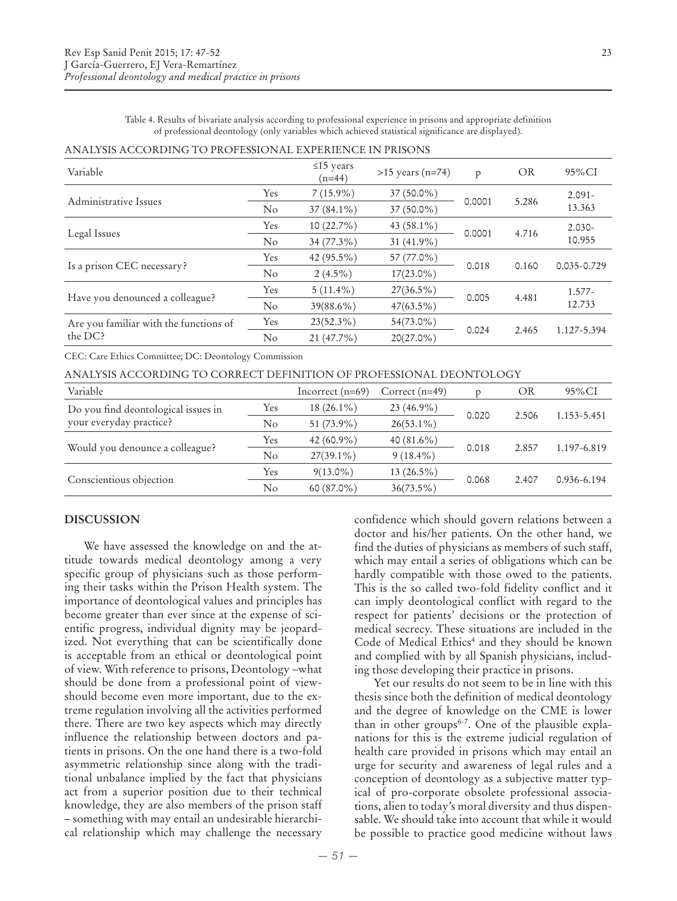Table 4. Results of bivariate analysis according to professional experience in prisons and appropriate definition of professional deontology (only variables which achieved statistical significance are displayed).

ANALYSIS ACCORDING TO PROFESSIONAL EXPERIENCE IN PRISONS

| Variable | | ≤15 years (n=44) | >15 years (n=74) | p | OR | 95%CI |
|---|---|---|---|---|---|---|
| Administrative Issues | Yes | 7 (15.9%) | 37 (50.0%) | 0.0001 | 5.286 | 2.091-13.363 |
| | No | 37 (84.1%) | 37 (50.0%) | | | |
| Legal Issues | Yes | 10 (22.7%) | 43 (58.1%) | 0.0001 | 4.716 | 2.030-10.955 |
| | No | 34 (77.3%) | 31 (41.9%) | | | |
| Is a prison CEC necessary? | Yes | 42 (95.5%) | 57 (77.0%) | 0.018 | 0.160 | 0.035-0.729 |
| | No | 2 (4.5%) | 17(23.0%) | | | |
| Have you denounced a colleague? | Yes | 5 (11.4%) | 27(36.5%) | 0.005 | 4.481 | 1.577-12.733 |
| | No | 39(88.6%) | 47(63.5%) | | | |
| Are you familiar with the functions of the DC? | Yes | 23(52.3%) | 54(73.0%) | 0.024 | 2.465 | 1.127-5.394 |
| | No | 21 (47.7%) | 20(27.0%) | | | |

CEC: Care Ethics Committee; DC: Deontology Commission

ANALYSIS ACCORDING TO CORRECT DEFINITION OF PROFESSIONAL DEONTOLOGY

| Variable | | Incorrect (n=69) | Correct (n=49) | p | OR | 95%CI |
|---|---|---|---|---|---|---|
| Do you find deontological issues in your everyday practice? | Yes | 18 (26.1%) | 23 (46.9%) | 0.020 | 2.506 | 1.153-5.451 |
| | No | 51 (73.9%) | 26(53.1%) | | | |
| Would you denounce a colleague? | Yes | 42 (60.9%) | 40 (81.6%) | 0.018 | 2.857 | 1.197-6.819 |
| | No | 27(39.1%) | 9 (18.4%) | | | |
| Conscientious objection | Yes | 9(13.0%) | 13 (26.5%) | 0.068 | 2.407 | 0.936-6.194 |
| | No | 60 (87.0%) | 36(73.5%) | | | |

## DISCUSSION

We have assessed the knowledge on and the attitude towards medical deontology among a very specific group of physicians such as those performing their tasks within the Prison Health system. The importance of deontological values and principles has become greater than ever since at the expense of scientific progress, individual dignity may be jeopardized. Not everything that can be scientifically done is acceptable from an ethical or deontological point of view. With reference to prisons, Deontology –what should be done from a professional point of view-should become even more important, due to the extreme regulation involving all the activities performed there. There are two key aspects which may directly influence the relationship between doctors and patients in prisons. On the one hand there is a two-fold asymmetric relationship since along with the traditional unbalance implied by the fact that physicians act from a superior position due to their technical knowledge, they are also members of the prison staff – something with may entail an undesirable hierarchical relationship which may challenge the necessary confidence which should govern relations between a doctor and his/her patients. On the other hand, we find the duties of physicians as members of such staff, which may entail a series of obligations which can be hardly compatible with those owed to the patients. This is the so called two-fold fidelity conflict and it can imply deontological conflict with regard to the respect for patients' decisions or the protection of medical secrecy. These situations are included in the Code of Medical Ethics[4] and they should be known and complied with by all Spanish physicians, including those developing their practice in prisons.

Yet our results do not seem to be in line with this thesis since both the definition of medical deontology and the degree of knowledge on the CME is lower than in other groups[6-7]. One of the plausible explanations for this is the extreme judicial regulation of health care provided in prisons which may entail an urge for security and awareness of legal rules and a conception of deontology as a subjective matter typical of pro-corporate obsolete professional associations, alien to today's moral diversity and thus dispensable. We should take into account that while it would be possible to practice good medicine without laws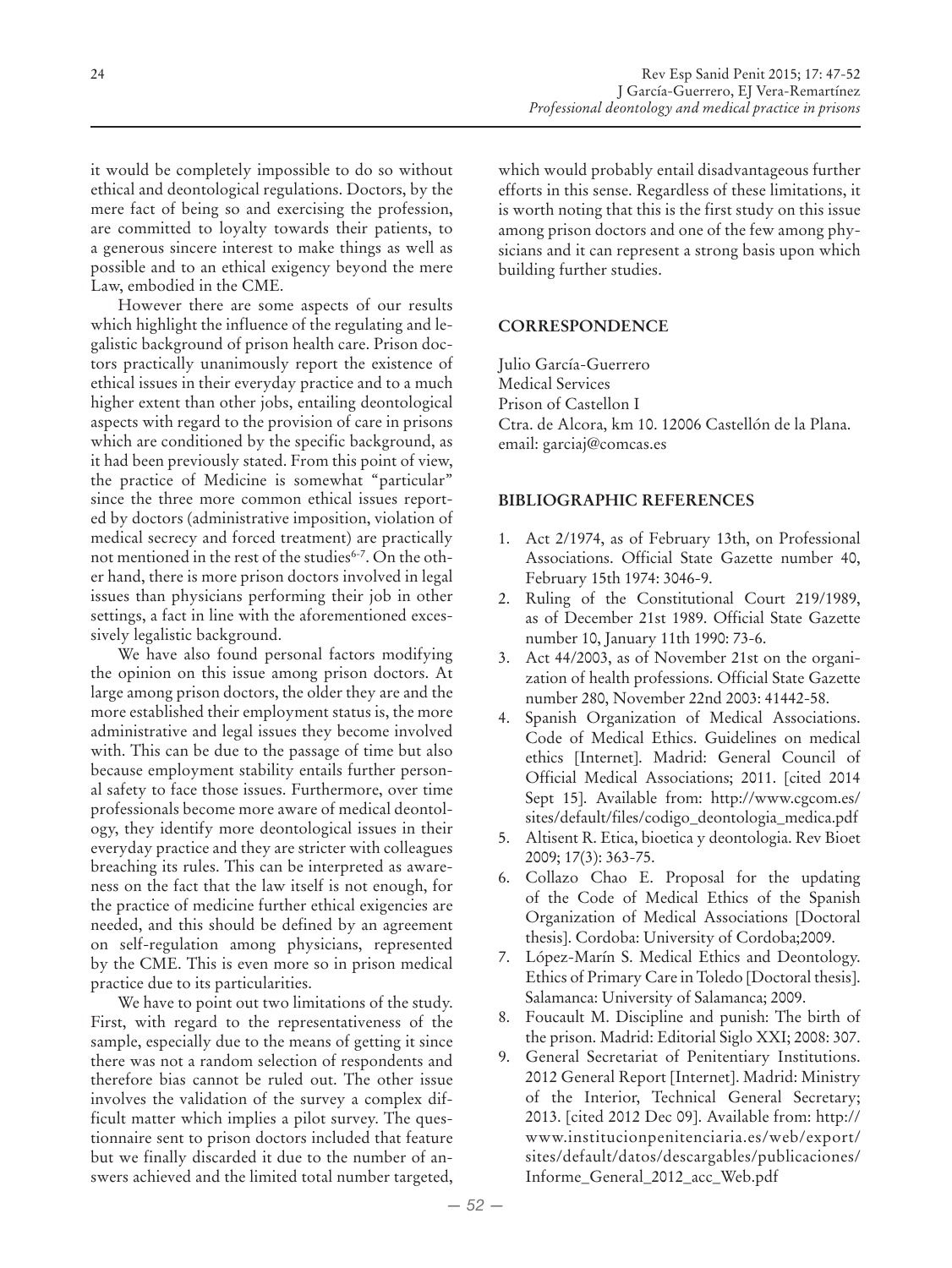it would be completely impossible to do so without ethical and deontological regulations. Doctors, by the mere fact of being so and exercising the profession, are committed to loyalty towards their patients, to a generous sincere interest to make things as well as possible and to an ethical exigency beyond the mere Law, embodied in the CME.

However there are some aspects of our results which highlight the influence of the regulating and legalistic background of prison health care. Prison doctors practically unanimously report the existence of ethical issues in their everyday practice and to a much higher extent than other jobs, entailing deontological aspects with regard to the provision of care in prisons which are conditioned by the specific background, as it had been previously stated. From this point of view, the practice of Medicine is somewhat "particular" since the three more common ethical issues reported by doctors (administrative imposition, violation of medical secrecy and forced treatment) are practically not mentioned in the rest of the studies[6-7]. On the other hand, there is more prison doctors involved in legal issues than physicians performing their job in other settings, a fact in line with the aforementioned excessively legalistic background.

We have also found personal factors modifying the opinion on this issue among prison doctors. At large among prison doctors, the older they are and the more established their employment status is, the more administrative and legal issues they become involved with. This can be due to the passage of time but also because employment stability entails further personal safety to face those issues. Furthermore, over time professionals become more aware of medical deontology, they identify more deontological issues in their everyday practice and they are stricter with colleagues breaching its rules. This can be interpreted as awareness on the fact that the law itself is not enough, for the practice of medicine further ethical exigencies are needed, and this should be defined by an agreement on self-regulation among physicians, represented by the CME. This is even more so in prison medical practice due to its particularities.

We have to point out two limitations of the study. First, with regard to the representativeness of the sample, especially due to the means of getting it since there was not a random selection of respondents and therefore bias cannot be ruled out. The other issue involves the validation of the survey a complex difficult matter which implies a pilot survey. The questionnaire sent to prison doctors included that feature but we finally discarded it due to the number of answers achieved and the limited total number targeted, which would probably entail disadvantageous further efforts in this sense. Regardless of these limitations, it is worth noting that this is the first study on this issue among prison doctors and one of the few among physicians and it can represent a strong basis upon which building further studies.

## CORRESPONDENCE

Julio García-Guerrero
Medical Services
Prison of Castellon I
Ctra. de Alcora, km 10. 12006 Castellón de la Plana.
email: garciaj@comcas.es

## BIBLIOGRAPHIC REFERENCES

1. Act 2/1974, as of February 13th, on Professional Associations. Official State Gazette number 40, February 15th 1974: 3046-9.
2. Ruling of the Constitutional Court 219/1989, as of December 21st 1989. Official State Gazette number 10, January 11th 1990: 73-6.
3. Act 44/2003, as of November 21st on the organization of health professions. Official State Gazette number 280, November 22nd 2003: 41442-58.
4. Spanish Organization of Medical Associations. Code of Medical Ethics. Guidelines on medical ethics [Internet]. Madrid: General Council of Official Medical Associations; 2011. [cited 2014 Sept 15]. Available from: http://www.cgcom.es/sites/default/files/codigo_deontologia_medica.pdf
5. Altisent R. Etica, bioetica y deontologia. Rev Bioet 2009; 17(3): 363-75.
6. Collazo Chao E. Proposal for the updating of the Code of Medical Ethics of the Spanish Organization of Medical Associations [Doctoral thesis]. Cordoba: University of Cordoba;2009.
7. López-Marín S. Medical Ethics and Deontology. Ethics of Primary Care in Toledo [Doctoral thesis]. Salamanca: University of Salamanca; 2009.
8. Foucault M. Discipline and punish: The birth of the prison. Madrid: Editorial Siglo XXI; 2008: 307.
9. General Secretariat of Penitentiary Institutions. 2012 General Report [Internet]. Madrid: Ministry of the Interior, Technical General Secretary; 2013. [cited 2012 Dec 09]. Available from: http://www.institucionpenitenciaria.es/web/export/sites/default/datos/descargables/publicaciones/Informe_General_2012_acc_Web.pdf